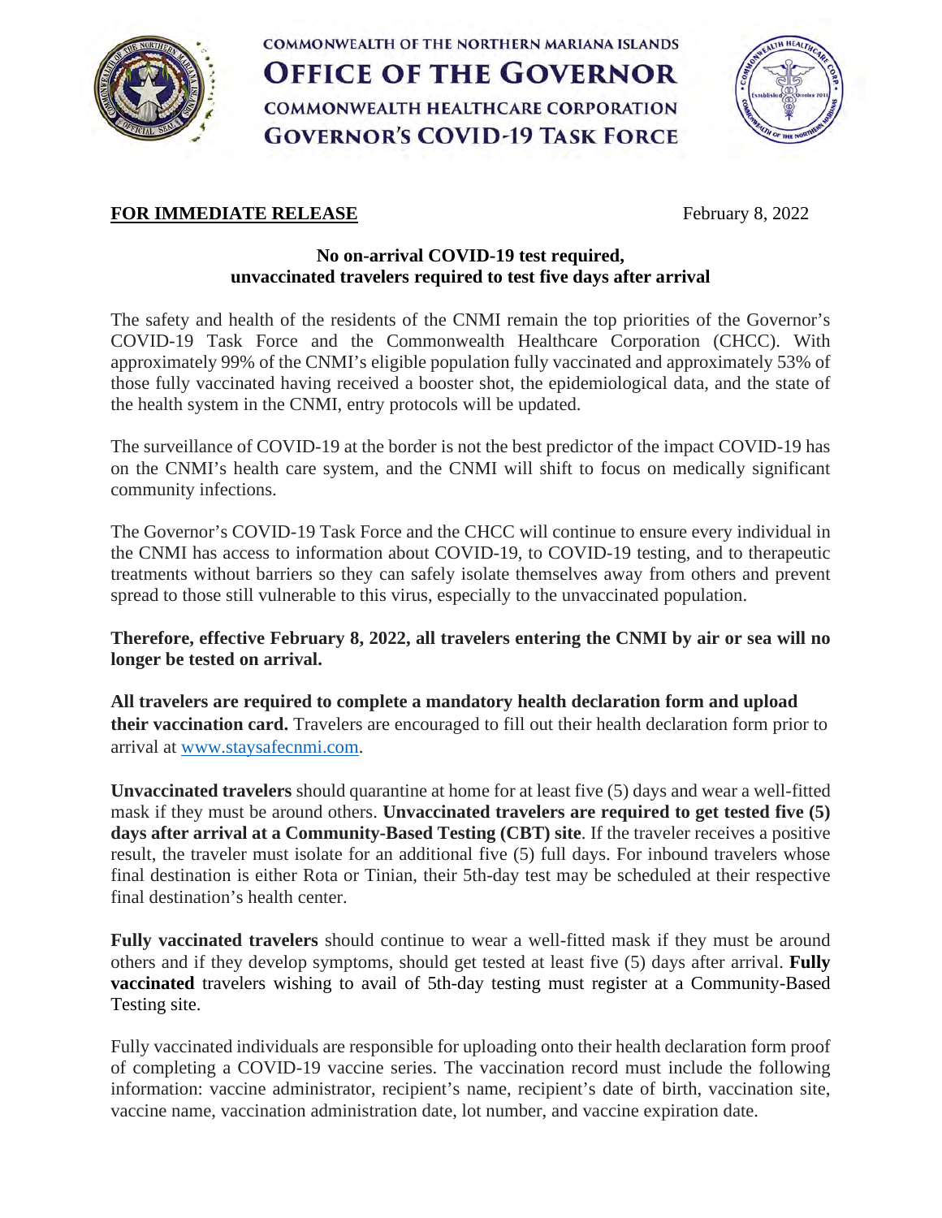COMMONWEALTH OF THE NORTHERN MARIANA ISLANDS

# OFFICE OF THE GOVERNOR

COMMONWEALTH HEALTHCARE CORPORATION

## GOVERNOR'S COVID-19 TASK FORCE

**FOR IMMEDIATE RELEASE** February 8, 2022

**No on-arrival COVID-19 test required, unvaccinated travelers required to test five days after arrival**

The safety and health of the residents of the CNMI remain the top priorities of the Governor's COVID-19 Task Force and the Commonwealth Healthcare Corporation (CHCC). With approximately 99% of the CNMI's eligible population fully vaccinated and approximately 53% of those fully vaccinated having received a booster shot, the epidemiological data, and the state of the health system in the CNMI, entry protocols will be updated.

The surveillance of COVID-19 at the border is not the best predictor of the impact COVID-19 has on the CNMI's health care system, and the CNMI will shift to focus on medically significant community infections.

The Governor's COVID-19 Task Force and the CHCC will continue to ensure every individual in the CNMI has access to information about COVID-19, to COVID-19 testing, and to therapeutic treatments without barriers so they can safely isolate themselves away from others and prevent spread to those still vulnerable to this virus, especially to the unvaccinated population.

**Therefore, effective February 8, 2022, all travelers entering the CNMI by air or sea will no longer be tested on arrival.**

**All travelers are required to complete a mandatory health declaration form and upload their vaccination card.** Travelers are encouraged to fill out their health declaration form prior to arrival at www.staysafecnmi.com.

**Unvaccinated travelers** should quarantine at home for at least five (5) days and wear a well-fitted mask if they must be around others. **Unvaccinated travelers are required to get tested five (5) days after arrival at a Community-Based Testing (CBT) site**. If the traveler receives a positive result, the traveler must isolate for an additional five (5) full days. For inbound travelers whose final destination is either Rota or Tinian, their 5th-day test may be scheduled at their respective final destination's health center.

**Fully vaccinated travelers** should continue to wear a well-fitted mask if they must be around others and if they develop symptoms, should get tested at least five (5) days after arrival. **Fully vaccinated** travelers wishing to avail of 5th-day testing must register at a Community-Based Testing site.

Fully vaccinated individuals are responsible for uploading onto their health declaration form proof of completing a COVID-19 vaccine series. The vaccination record must include the following information: vaccine administrator, recipient's name, recipient's date of birth, vaccination site, vaccine name, vaccination administration date, lot number, and vaccine expiration date.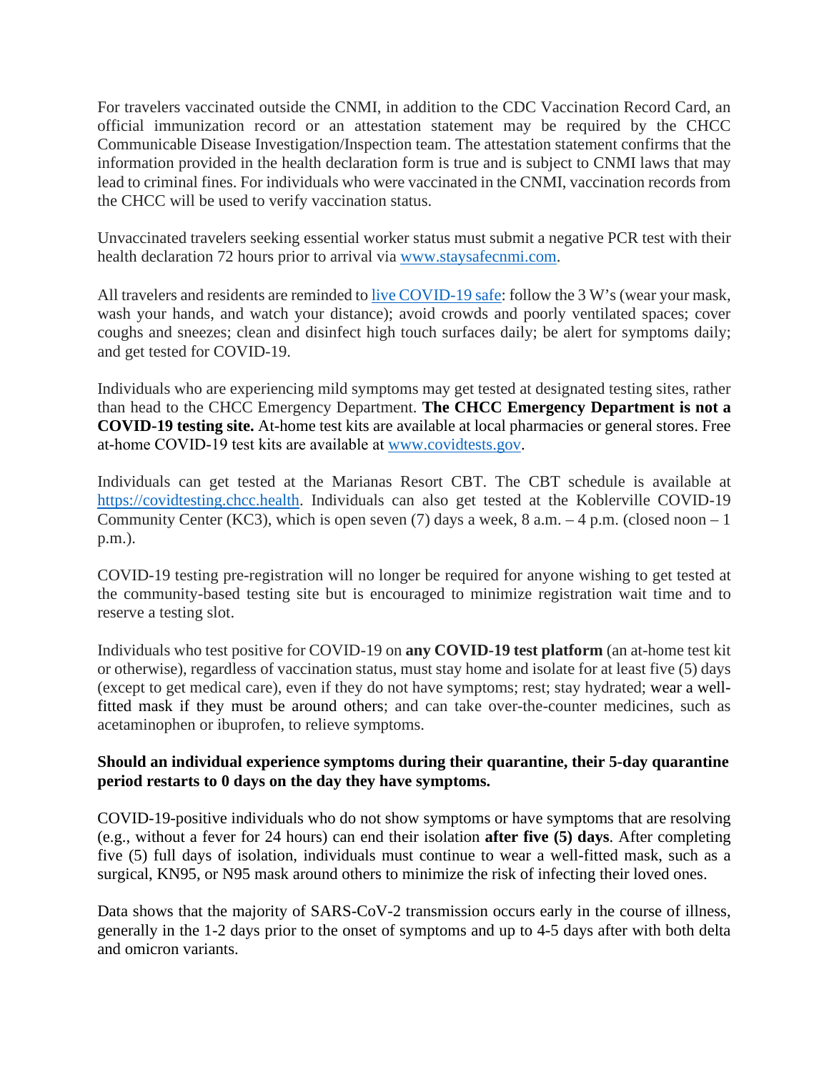For travelers vaccinated outside the CNMI, in addition to the CDC Vaccination Record Card, an official immunization record or an attestation statement may be required by the CHCC Communicable Disease Investigation/Inspection team. The attestation statement confirms that the information provided in the health declaration form is true and is subject to CNMI laws that may lead to criminal fines. For individuals who were vaccinated in the CNMI, vaccination records from the CHCC will be used to verify vaccination status.

Unvaccinated travelers seeking essential worker status must submit a negative PCR test with their health declaration 72 hours prior to arrival via [www.staysafecnmi.com](www.staysafecnmi.com).

All travelers and residents are reminded to [live COVID-19 safe](): follow the 3 W's (wear your mask, wash your hands, and watch your distance); avoid crowds and poorly ventilated spaces; cover coughs and sneezes; clean and disinfect high touch surfaces daily; be alert for symptoms daily; and get tested for COVID-19.

Individuals who are experiencing mild symptoms may get tested at designated testing sites, rather than head to the CHCC Emergency Department. **The CHCC Emergency Department is not a COVID-19 testing site.** At-home test kits are available at local pharmacies or general stores. Free at-home COVID-19 test kits are available at [www.covidtests.gov](www.covidtests.gov).

Individuals can get tested at the Marianas Resort CBT. The CBT schedule is available at [https://covidtesting.chcc.health](https://covidtesting.chcc.health). Individuals can also get tested at the Koblerville COVID-19 Community Center (KC3), which is open seven (7) days a week, 8 a.m. – 4 p.m. (closed noon – 1 p.m.).

COVID-19 testing pre-registration will no longer be required for anyone wishing to get tested at the community-based testing site but is encouraged to minimize registration wait time and to reserve a testing slot.

Individuals who test positive for COVID-19 on **any COVID-19 test platform** (an at-home test kit or otherwise), regardless of vaccination status, must stay home and isolate for at least five (5) days (except to get medical care), even if they do not have symptoms; rest; stay hydrated; wear a well-fitted mask if they must be around others; and can take over-the-counter medicines, such as acetaminophen or ibuprofen, to relieve symptoms.

**Should an individual experience symptoms during their quarantine, their 5-day quarantine period restarts to 0 days on the day they have symptoms.**

COVID-19-positive individuals who do not show symptoms or have symptoms that are resolving (e.g., without a fever for 24 hours) can end their isolation **after five (5) days**. After completing five (5) full days of isolation, individuals must continue to wear a well-fitted mask, such as a surgical, KN95, or N95 mask around others to minimize the risk of infecting their loved ones.

Data shows that the majority of SARS-CoV-2 transmission occurs early in the course of illness, generally in the 1-2 days prior to the onset of symptoms and up to 4-5 days after with both delta and omicron variants.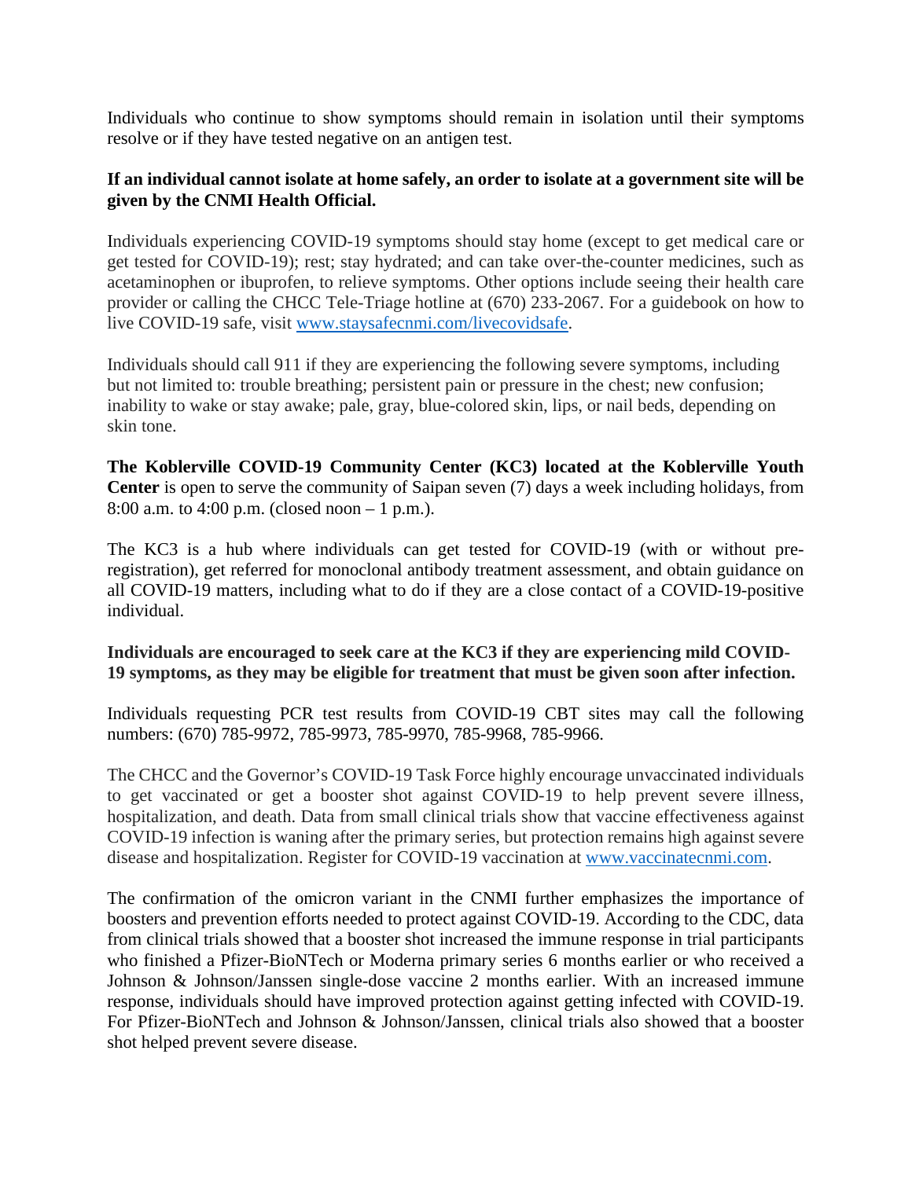Individuals who continue to show symptoms should remain in isolation until their symptoms resolve or if they have tested negative on an antigen test.

**If an individual cannot isolate at home safely, an order to isolate at a government site will be given by the CNMI Health Official.**

Individuals experiencing COVID-19 symptoms should stay home (except to get medical care or get tested for COVID-19); rest; stay hydrated; and can take over-the-counter medicines, such as acetaminophen or ibuprofen, to relieve symptoms. Other options include seeing their health care provider or calling the CHCC Tele-Triage hotline at (670) 233-2067. For a guidebook on how to live COVID-19 safe, visit www.staysafecnmi.com/livecovidsafe.

Individuals should call 911 if they are experiencing the following severe symptoms, including but not limited to: trouble breathing; persistent pain or pressure in the chest; new confusion; inability to wake or stay awake; pale, gray, blue-colored skin, lips, or nail beds, depending on skin tone.

**The Koblerville COVID-19 Community Center (KC3) located at the Koblerville Youth Center** is open to serve the community of Saipan seven (7) days a week including holidays, from 8:00 a.m. to 4:00 p.m. (closed noon – 1 p.m.).

The KC3 is a hub where individuals can get tested for COVID-19 (with or without pre-registration), get referred for monoclonal antibody treatment assessment, and obtain guidance on all COVID-19 matters, including what to do if they are a close contact of a COVID-19-positive individual.

**Individuals are encouraged to seek care at the KC3 if they are experiencing mild COVID-19 symptoms, as they may be eligible for treatment that must be given soon after infection.**

Individuals requesting PCR test results from COVID-19 CBT sites may call the following numbers: (670) 785-9972, 785-9973, 785-9970, 785-9968, 785-9966.

The CHCC and the Governor's COVID-19 Task Force highly encourage unvaccinated individuals to get vaccinated or get a booster shot against COVID-19 to help prevent severe illness, hospitalization, and death. Data from small clinical trials show that vaccine effectiveness against COVID-19 infection is waning after the primary series, but protection remains high against severe disease and hospitalization. Register for COVID-19 vaccination at www.vaccinatecnmi.com.

The confirmation of the omicron variant in the CNMI further emphasizes the importance of boosters and prevention efforts needed to protect against COVID-19. According to the CDC, data from clinical trials showed that a booster shot increased the immune response in trial participants who finished a Pfizer-BioNTech or Moderna primary series 6 months earlier or who received a Johnson & Johnson/Janssen single-dose vaccine 2 months earlier. With an increased immune response, individuals should have improved protection against getting infected with COVID-19. For Pfizer-BioNTech and Johnson & Johnson/Janssen, clinical trials also showed that a booster shot helped prevent severe disease.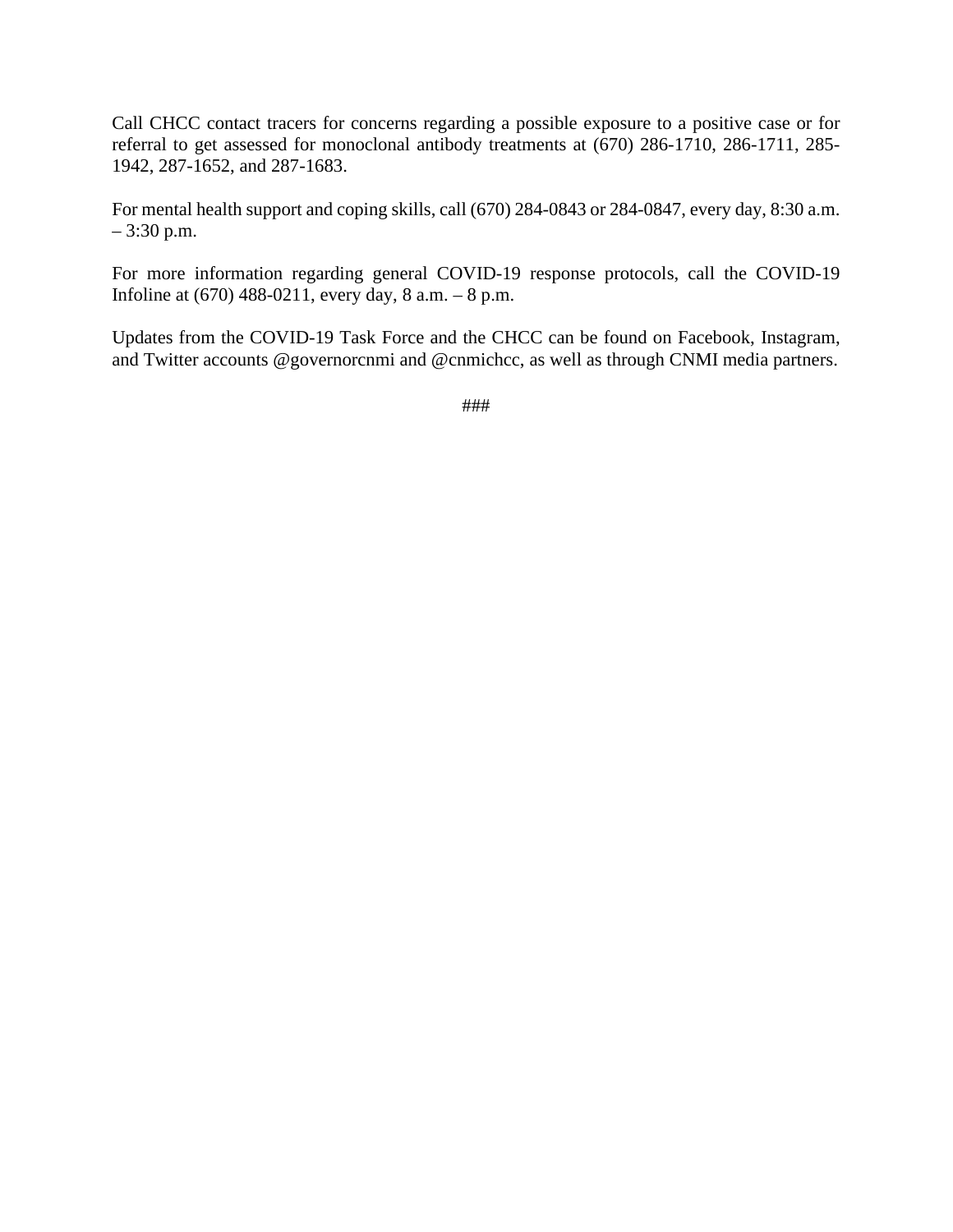Call CHCC contact tracers for concerns regarding a possible exposure to a positive case or for referral to get assessed for monoclonal antibody treatments at (670) 286-1710, 286-1711, 285-1942, 287-1652, and 287-1683.

For mental health support and coping skills, call (670) 284-0843 or 284-0847, every day, 8:30 a.m. – 3:30 p.m.

For more information regarding general COVID-19 response protocols, call the COVID-19 Infoline at (670) 488-0211, every day, 8 a.m. – 8 p.m.

Updates from the COVID-19 Task Force and the CHCC can be found on Facebook, Instagram, and Twitter accounts @governorcnmi and @cnmichcc, as well as through CNMI media partners.

###